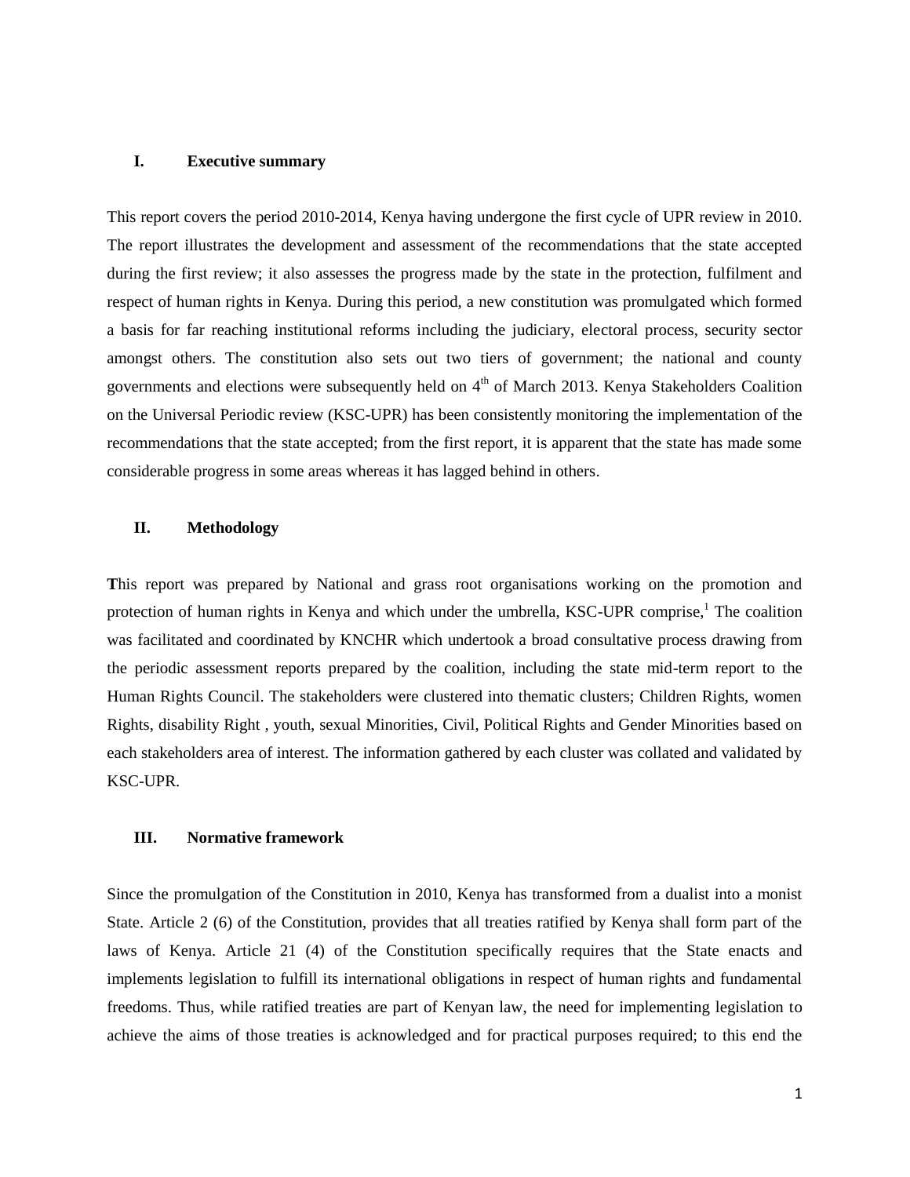## I. Executive summary

This report covers the period 2010-2014, Kenya having undergone the first cycle of UPR review in 2010. The report illustrates the development and assessment of the recommendations that the state accepted during the first review; it also assesses the progress made by the state in the protection, fulfilment and respect of human rights in Kenya. During this period, a new constitution was promulgated which formed a basis for far reaching institutional reforms including the judiciary, electoral process, security sector amongst others. The constitution also sets out two tiers of government; the national and county governments and elections were subsequently held on 4th of March 2013. Kenya Stakeholders Coalition on the Universal Periodic review (KSC-UPR) has been consistently monitoring the implementation of the recommendations that the state accepted; from the first report, it is apparent that the state has made some considerable progress in some areas whereas it has lagged behind in others.

## II. Methodology

**T**his report was prepared by National and grass root organisations working on the promotion and protection of human rights in Kenya and which under the umbrella, KSC-UPR comprise,[1] The coalition was facilitated and coordinated by KNCHR which undertook a broad consultative process drawing from the periodic assessment reports prepared by the coalition, including the state mid-term report to the Human Rights Council. The stakeholders were clustered into thematic clusters; Children Rights, women Rights, disability Right , youth, sexual Minorities, Civil, Political Rights and Gender Minorities based on each stakeholders area of interest. The information gathered by each cluster was collated and validated by KSC-UPR.

## III. Normative framework

Since the promulgation of the Constitution in 2010, Kenya has transformed from a dualist into a monist State. Article 2 (6) of the Constitution, provides that all treaties ratified by Kenya shall form part of the laws of Kenya. Article 21 (4) of the Constitution specifically requires that the State enacts and implements legislation to fulfill its international obligations in respect of human rights and fundamental freedoms. Thus, while ratified treaties are part of Kenyan law, the need for implementing legislation to achieve the aims of those treaties is acknowledged and for practical purposes required; to this end the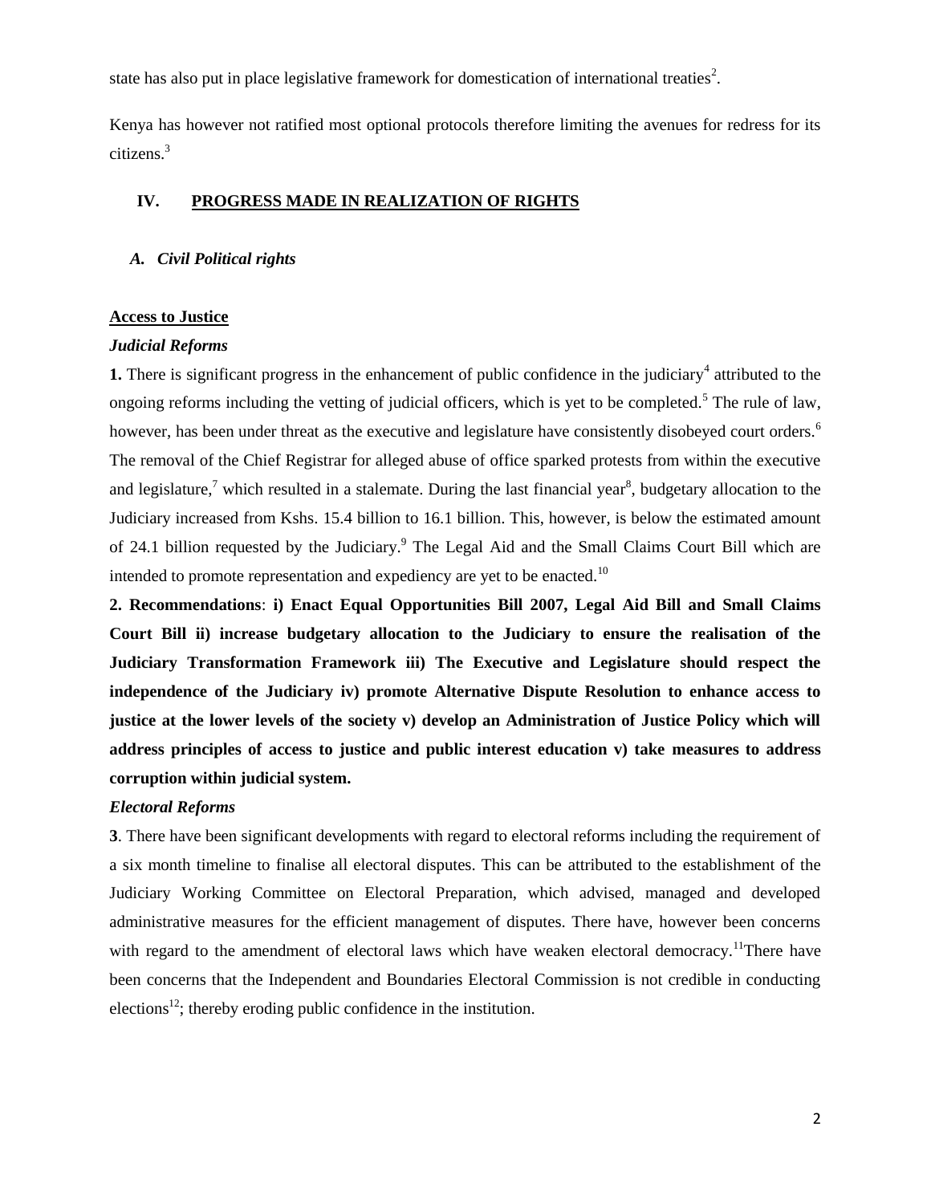state has also put in place legislative framework for domestication of international treaties[2].

Kenya has however not ratified most optional protocols therefore limiting the avenues for redress for its citizens.[3]

## IV. PROGRESS MADE IN REALIZATION OF RIGHTS

### *A. Civil Political rights*

**Access to Justice**

***Judicial Reforms***

**1.** There is significant progress in the enhancement of public confidence in the judiciary[4] attributed to the ongoing reforms including the vetting of judicial officers, which is yet to be completed.[5] The rule of law, however, has been under threat as the executive and legislature have consistently disobeyed court orders.[6] The removal of the Chief Registrar for alleged abuse of office sparked protests from within the executive and legislature,[7] which resulted in a stalemate. During the last financial year[8], budgetary allocation to the Judiciary increased from Kshs. 15.4 billion to 16.1 billion. This, however, is below the estimated amount of 24.1 billion requested by the Judiciary.[9] The Legal Aid and the Small Claims Court Bill which are intended to promote representation and expediency are yet to be enacted.[10]

**2. Recommendations**: **i) Enact Equal Opportunities Bill 2007, Legal Aid Bill and Small Claims Court Bill ii) increase budgetary allocation to the Judiciary to ensure the realisation of the Judiciary Transformation Framework iii) The Executive and Legislature should respect the independence of the Judiciary iv) promote Alternative Dispute Resolution to enhance access to justice at the lower levels of the society v) develop an Administration of Justice Policy which will address principles of access to justice and public interest education v) take measures to address corruption within judicial system.**

***Electoral Reforms***

**3**. There have been significant developments with regard to electoral reforms including the requirement of a six month timeline to finalise all electoral disputes. This can be attributed to the establishment of the Judiciary Working Committee on Electoral Preparation, which advised, managed and developed administrative measures for the efficient management of disputes. There have, however been concerns with regard to the amendment of electoral laws which have weaken electoral democracy.[11]There have been concerns that the Independent and Boundaries Electoral Commission is not credible in conducting elections[12]; thereby eroding public confidence in the institution.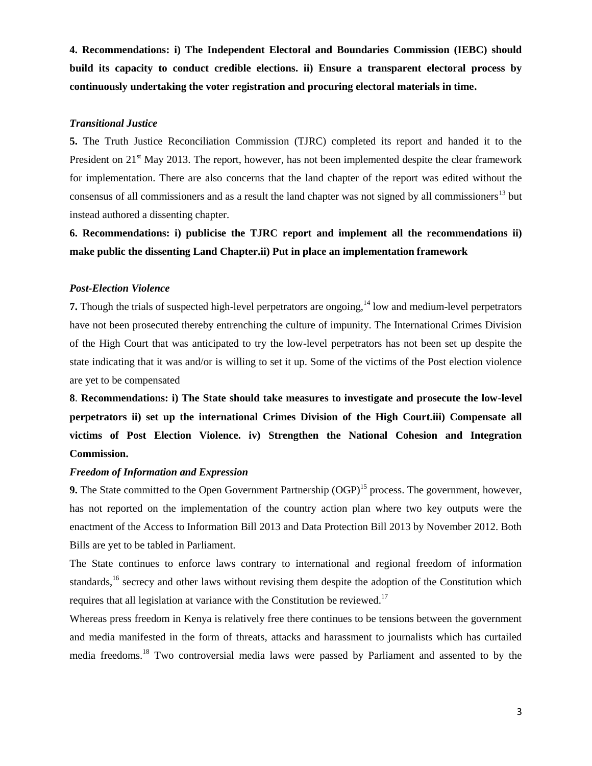**4. Recommendations: i) The Independent Electoral and Boundaries Commission (IEBC) should build its capacity to conduct credible elections. ii) Ensure a transparent electoral process by continuously undertaking the voter registration and procuring electoral materials in time.**

### *Transitional Justice*

**5.** The Truth Justice Reconciliation Commission (TJRC) completed its report and handed it to the President on 21st May 2013. The report, however, has not been implemented despite the clear framework for implementation. There are also concerns that the land chapter of the report was edited without the consensus of all commissioners and as a result the land chapter was not signed by all commissioners[13] but instead authored a dissenting chapter.

**6. Recommendations: i) publicise the TJRC report and implement all the recommendations ii) make public the dissenting Land Chapter.ii) Put in place an implementation framework**

### *Post-Election Violence*

**7.** Though the trials of suspected high-level perpetrators are ongoing,[14] low and medium-level perpetrators have not been prosecuted thereby entrenching the culture of impunity. The International Crimes Division of the High Court that was anticipated to try the low-level perpetrators has not been set up despite the state indicating that it was and/or is willing to set it up. Some of the victims of the Post election violence are yet to be compensated

**8**. **Recommendations: i) The State should take measures to investigate and prosecute the low-level perpetrators ii) set up the international Crimes Division of the High Court.iii) Compensate all victims of Post Election Violence. iv) Strengthen the National Cohesion and Integration Commission.**

### *Freedom of Information and Expression*

**9.** The State committed to the Open Government Partnership (OGP)[15] process. The government, however, has not reported on the implementation of the country action plan where two key outputs were the enactment of the Access to Information Bill 2013 and Data Protection Bill 2013 by November 2012. Both Bills are yet to be tabled in Parliament.

The State continues to enforce laws contrary to international and regional freedom of information standards,[16] secrecy and other laws without revising them despite the adoption of the Constitution which requires that all legislation at variance with the Constitution be reviewed.[17]

Whereas press freedom in Kenya is relatively free there continues to be tensions between the government and media manifested in the form of threats, attacks and harassment to journalists which has curtailed media freedoms.[18] Two controversial media laws were passed by Parliament and assented to by the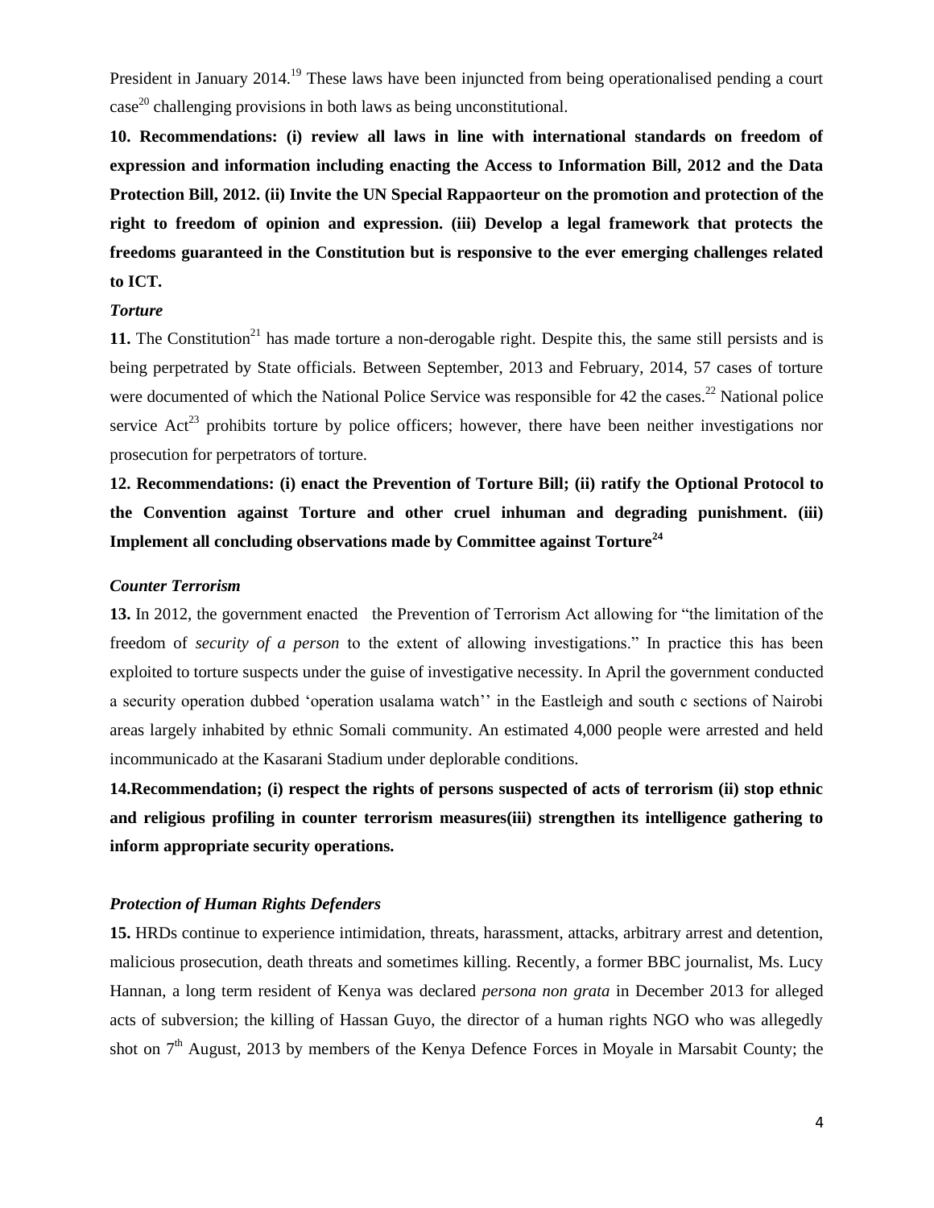President in January 2014.[19] These laws have been injuncted from being operationalised pending a court case[20] challenging provisions in both laws as being unconstitutional.

**10. Recommendations: (i) review all laws in line with international standards on freedom of expression and information including enacting the Access to Information Bill, 2012 and the Data Protection Bill, 2012. (ii) Invite the UN Special Rappaorteur on the promotion and protection of the right to freedom of opinion and expression. (iii) Develop a legal framework that protects the freedoms guaranteed in the Constitution but is responsive to the ever emerging challenges related to ICT.**

***Torture***

**11.** The Constitution[21] has made torture a non-derogable right. Despite this, the same still persists and is being perpetrated by State officials. Between September, 2013 and February, 2014, 57 cases of torture were documented of which the National Police Service was responsible for 42 the cases.[22] National police service Act[23] prohibits torture by police officers; however, there have been neither investigations nor prosecution for perpetrators of torture.

**12. Recommendations: (i) enact the Prevention of Torture Bill; (ii) ratify the Optional Protocol to the Convention against Torture and other cruel inhuman and degrading punishment. (iii) Implement all concluding observations made by Committee against Torture[24]**

***Counter Terrorism***

**13.** In 2012, the government enacted the Prevention of Terrorism Act allowing for "the limitation of the freedom of *security of a person* to the extent of allowing investigations." In practice this has been exploited to torture suspects under the guise of investigative necessity. In April the government conducted a security operation dubbed 'operation usalama watch'' in the Eastleigh and south c sections of Nairobi areas largely inhabited by ethnic Somali community. An estimated 4,000 people were arrested and held incommunicado at the Kasarani Stadium under deplorable conditions.

**14.Recommendation; (i) respect the rights of persons suspected of acts of terrorism (ii) stop ethnic and religious profiling in counter terrorism measures(iii) strengthen its intelligence gathering to inform appropriate security operations.**

***Protection of Human Rights Defenders***

**15.** HRDs continue to experience intimidation, threats, harassment, attacks, arbitrary arrest and detention, malicious prosecution, death threats and sometimes killing. Recently, a former BBC journalist, Ms. Lucy Hannan, a long term resident of Kenya was declared *persona non grata* in December 2013 for alleged acts of subversion; the killing of Hassan Guyo, the director of a human rights NGO who was allegedly shot on 7th August, 2013 by members of the Kenya Defence Forces in Moyale in Marsabit County; the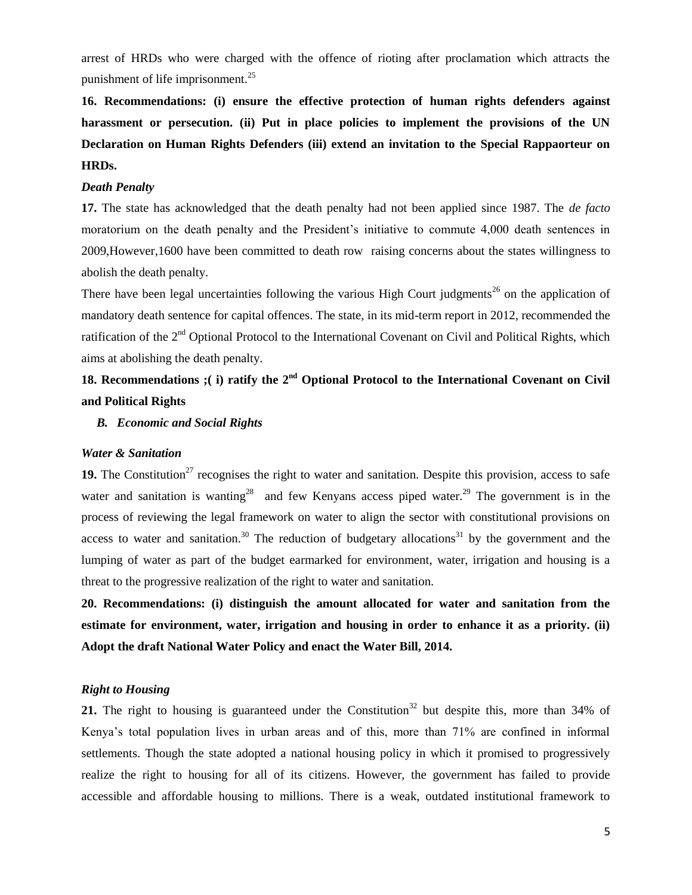arrest of HRDs who were charged with the offence of rioting after proclamation which attracts the punishment of life imprisonment.[25]

**16. Recommendations: (i) ensure the effective protection of human rights defenders against harassment or persecution. (ii) Put in place policies to implement the provisions of the UN Declaration on Human Rights Defenders (iii) extend an invitation to the Special Rappaorteur on HRDs.**

***Death Penalty***

**17.** The state has acknowledged that the death penalty had not been applied since 1987. The *de facto* moratorium on the death penalty and the President's initiative to commute 4,000 death sentences in 2009,However,1600 have been committed to death row raising concerns about the states willingness to abolish the death penalty.

There have been legal uncertainties following the various High Court judgments[26] on the application of mandatory death sentence for capital offences. The state, in its mid-term report in 2012, recommended the ratification of the 2nd Optional Protocol to the International Covenant on Civil and Political Rights, which aims at abolishing the death penalty.

**18. Recommendations ;( i) ratify the 2nd Optional Protocol to the International Covenant on Civil and Political Rights**

## *B. Economic and Social Rights*

***Water & Sanitation***

**19.** The Constitution[27] recognises the right to water and sanitation. Despite this provision, access to safe water and sanitation is wanting[28] and few Kenyans access piped water.[29] The government is in the process of reviewing the legal framework on water to align the sector with constitutional provisions on access to water and sanitation.[30] The reduction of budgetary allocations[31] by the government and the lumping of water as part of the budget earmarked for environment, water, irrigation and housing is a threat to the progressive realization of the right to water and sanitation.

**20. Recommendations: (i) distinguish the amount allocated for water and sanitation from the estimate for environment, water, irrigation and housing in order to enhance it as a priority. (ii) Adopt the draft National Water Policy and enact the Water Bill, 2014.**

***Right to Housing***

**21.** The right to housing is guaranteed under the Constitution[32] but despite this, more than 34% of Kenya's total population lives in urban areas and of this, more than 71% are confined in informal settlements. Though the state adopted a national housing policy in which it promised to progressively realize the right to housing for all of its citizens. However, the government has failed to provide accessible and affordable housing to millions. There is a weak, outdated institutional framework to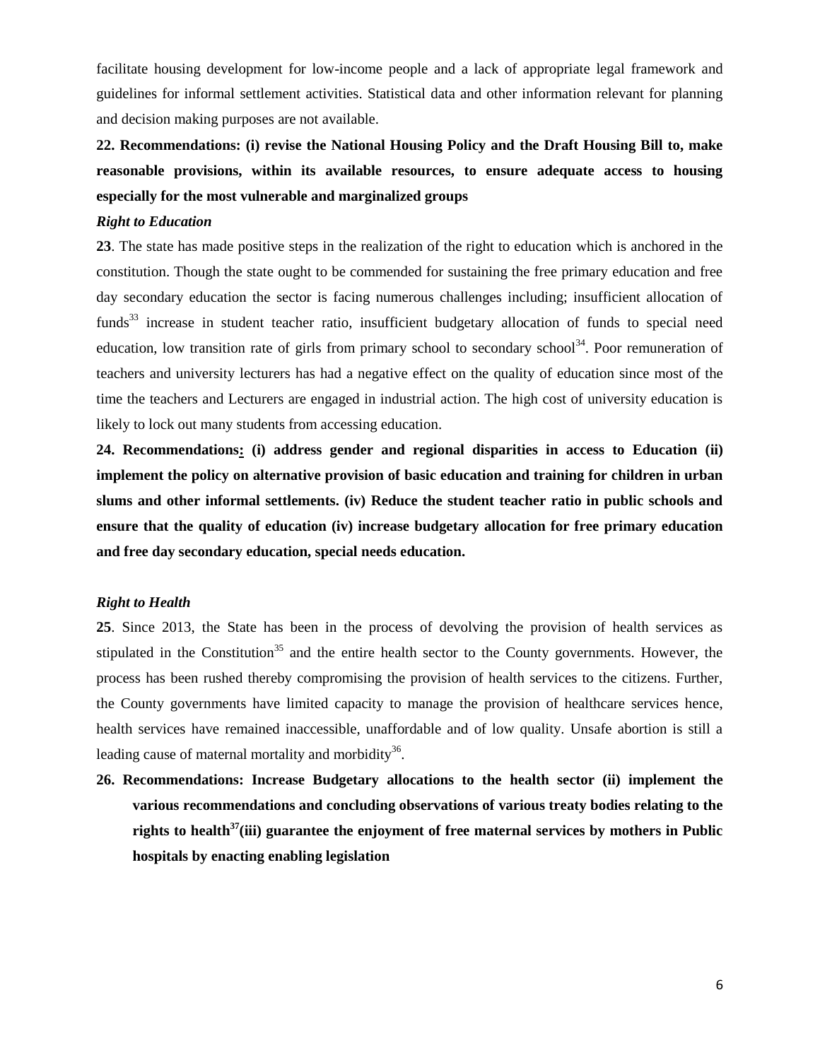facilitate housing development for low-income people and a lack of appropriate legal framework and guidelines for informal settlement activities. Statistical data and other information relevant for planning and decision making purposes are not available.

**22. Recommendations: (i) revise the National Housing Policy and the Draft Housing Bill to, make reasonable provisions, within its available resources, to ensure adequate access to housing especially for the most vulnerable and marginalized groups**

***Right to Education***

**23**. The state has made positive steps in the realization of the right to education which is anchored in the constitution. Though the state ought to be commended for sustaining the free primary education and free day secondary education the sector is facing numerous challenges including; insufficient allocation of funds[33] increase in student teacher ratio, insufficient budgetary allocation of funds to special need education, low transition rate of girls from primary school to secondary school[34]. Poor remuneration of teachers and university lecturers has had a negative effect on the quality of education since most of the time the teachers and Lecturers are engaged in industrial action. The high cost of university education is likely to lock out many students from accessing education.

**24. Recommendations: (i) address gender and regional disparities in access to Education (ii) implement the policy on alternative provision of basic education and training for children in urban slums and other informal settlements. (iv) Reduce the student teacher ratio in public schools and ensure that the quality of education (iv) increase budgetary allocation for free primary education and free day secondary education, special needs education.**

***Right to Health***

**25**. Since 2013, the State has been in the process of devolving the provision of health services as stipulated in the Constitution[35] and the entire health sector to the County governments. However, the process has been rushed thereby compromising the provision of health services to the citizens. Further, the County governments have limited capacity to manage the provision of healthcare services hence, health services have remained inaccessible, unaffordable and of low quality. Unsafe abortion is still a leading cause of maternal mortality and morbidity[36].

**26. Recommendations: Increase Budgetary allocations to the health sector (ii) implement the various recommendations and concluding observations of various treaty bodies relating to the rights to health[37](iii) guarantee the enjoyment of free maternal services by mothers in Public hospitals by enacting enabling legislation**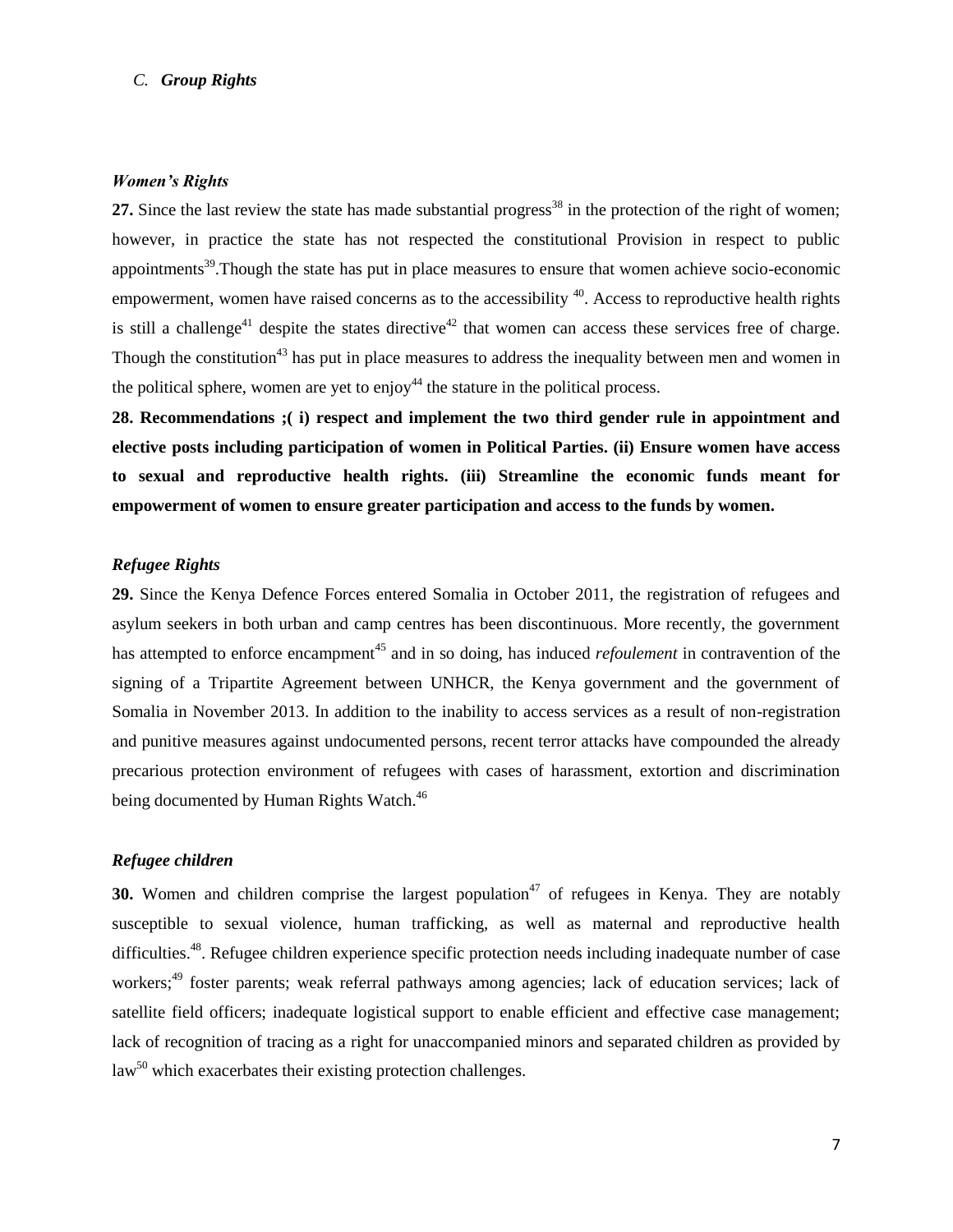## *C. Group Rights*

### *Women's Rights*

**27.** Since the last review the state has made substantial progress[38] in the protection of the right of women; however, in practice the state has not respected the constitutional Provision in respect to public appointments[39].Though the state has put in place measures to ensure that women achieve socio-economic empowerment, women have raised concerns as to the accessibility [40]. Access to reproductive health rights is still a challenge[41] despite the states directive[42] that women can access these services free of charge. Though the constitution[43] has put in place measures to address the inequality between men and women in the political sphere, women are yet to enjoy[44] the stature in the political process.

**28. Recommendations ;( i) respect and implement the two third gender rule in appointment and elective posts including participation of women in Political Parties. (ii) Ensure women have access to sexual and reproductive health rights. (iii) Streamline the economic funds meant for empowerment of women to ensure greater participation and access to the funds by women.**

### *Refugee Rights*

**29.** Since the Kenya Defence Forces entered Somalia in October 2011, the registration of refugees and asylum seekers in both urban and camp centres has been discontinuous. More recently, the government has attempted to enforce encampment[45] and in so doing, has induced *refoulement* in contravention of the signing of a Tripartite Agreement between UNHCR, the Kenya government and the government of Somalia in November 2013. In addition to the inability to access services as a result of non-registration and punitive measures against undocumented persons, recent terror attacks have compounded the already precarious protection environment of refugees with cases of harassment, extortion and discrimination being documented by Human Rights Watch.[46]

### *Refugee children*

**30.** Women and children comprise the largest population[47] of refugees in Kenya. They are notably susceptible to sexual violence, human trafficking, as well as maternal and reproductive health difficulties.[48]. Refugee children experience specific protection needs including inadequate number of case workers;[49] foster parents; weak referral pathways among agencies; lack of education services; lack of satellite field officers; inadequate logistical support to enable efficient and effective case management; lack of recognition of tracing as a right for unaccompanied minors and separated children as provided by law[50] which exacerbates their existing protection challenges.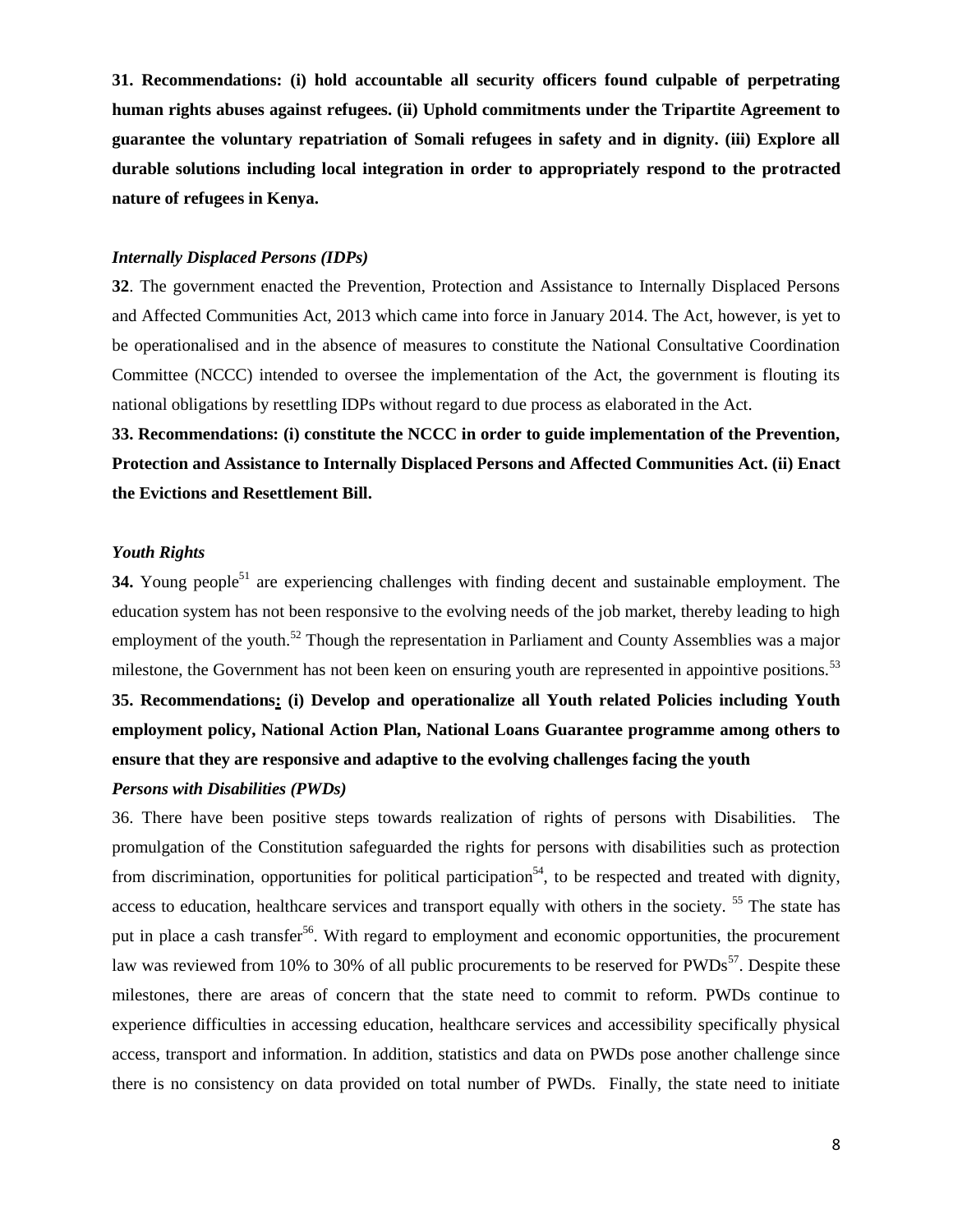**31. Recommendations: (i) hold accountable all security officers found culpable of perpetrating human rights abuses against refugees. (ii) Uphold commitments under the Tripartite Agreement to guarantee the voluntary repatriation of Somali refugees in safety and in dignity. (iii) Explore all durable solutions including local integration in order to appropriately respond to the protracted nature of refugees in Kenya.**

***Internally Displaced Persons (IDPs)***

**32**. The government enacted the Prevention, Protection and Assistance to Internally Displaced Persons and Affected Communities Act, 2013 which came into force in January 2014. The Act, however, is yet to be operationalised and in the absence of measures to constitute the National Consultative Coordination Committee (NCCC) intended to oversee the implementation of the Act, the government is flouting its national obligations by resettling IDPs without regard to due process as elaborated in the Act.

**33. Recommendations: (i) constitute the NCCC in order to guide implementation of the Prevention, Protection and Assistance to Internally Displaced Persons and Affected Communities Act. (ii) Enact the Evictions and Resettlement Bill.**

***Youth Rights***

**34.** Young people[51] are experiencing challenges with finding decent and sustainable employment. The education system has not been responsive to the evolving needs of the job market, thereby leading to high employment of the youth.[52] Though the representation in Parliament and County Assemblies was a major milestone, the Government has not been keen on ensuring youth are represented in appointive positions.[53]

**35. Recommendations: (i) Develop and operationalize all Youth related Policies including Youth employment policy, National Action Plan, National Loans Guarantee programme among others to ensure that they are responsive and adaptive to the evolving challenges facing the youth**

***Persons with Disabilities (PWDs)***

36. There have been positive steps towards realization of rights of persons with Disabilities. The promulgation of the Constitution safeguarded the rights for persons with disabilities such as protection from discrimination, opportunities for political participation[54], to be respected and treated with dignity, access to education, healthcare services and transport equally with others in the society. [55] The state has put in place a cash transfer[56]. With regard to employment and economic opportunities, the procurement law was reviewed from 10% to 30% of all public procurements to be reserved for PWDs[57]. Despite these milestones, there are areas of concern that the state need to commit to reform. PWDs continue to experience difficulties in accessing education, healthcare services and accessibility specifically physical access, transport and information. In addition, statistics and data on PWDs pose another challenge since there is no consistency on data provided on total number of PWDs. Finally, the state need to initiate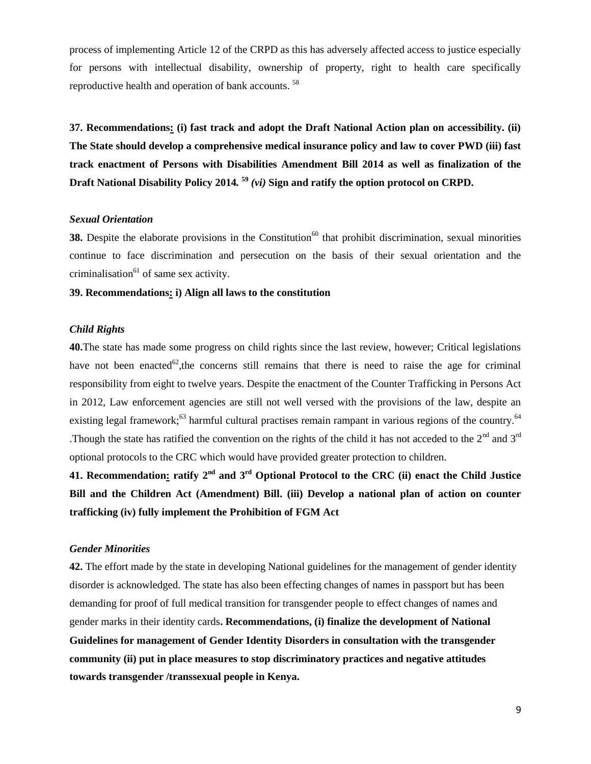process of implementing Article 12 of the CRPD as this has adversely affected access to justice especially for persons with intellectual disability, ownership of property, right to health care specifically reproductive health and operation of bank accounts. [58]

**37. Recommendations: (i) fast track and adopt the Draft National Action plan on accessibility. (ii) The State should develop a comprehensive medical insurance policy and law to cover PWD (iii) fast track enactment of Persons with Disabilities Amendment Bill 2014 as well as finalization of the Draft National Disability Policy 2014.** [59] ***(vi)*** **Sign and ratify the option protocol on CRPD.**

### *Sexual Orientation*

**38.** Despite the elaborate provisions in the Constitution[60] that prohibit discrimination, sexual minorities continue to face discrimination and persecution on the basis of their sexual orientation and the criminalisation[61] of same sex activity.

**39. Recommendations: i) Align all laws to the constitution**

### *Child Rights*

**40.**The state has made some progress on child rights since the last review, however; Critical legislations have not been enacted[62],the concerns still remains that there is need to raise the age for criminal responsibility from eight to twelve years. Despite the enactment of the Counter Trafficking in Persons Act in 2012, Law enforcement agencies are still not well versed with the provisions of the law, despite an existing legal framework;[63] harmful cultural practises remain rampant in various regions of the country.[64] .Though the state has ratified the convention on the rights of the child it has not acceded to the 2nd and 3rd optional protocols to the CRC which would have provided greater protection to children.

**41. Recommendation: ratify 2nd and 3rd Optional Protocol to the CRC (ii) enact the Child Justice Bill and the Children Act (Amendment) Bill. (iii) Develop a national plan of action on counter trafficking (iv) fully implement the Prohibition of FGM Act**

### *Gender Minorities*

**42.** The effort made by the state in developing National guidelines for the management of gender identity disorder is acknowledged. The state has also been effecting changes of names in passport but has been demanding for proof of full medical transition for transgender people to effect changes of names and gender marks in their identity cards**. Recommendations, (i) finalize the development of National Guidelines for management of Gender Identity Disorders in consultation with the transgender community (ii) put in place measures to stop discriminatory practices and negative attitudes towards transgender /transsexual people in Kenya.**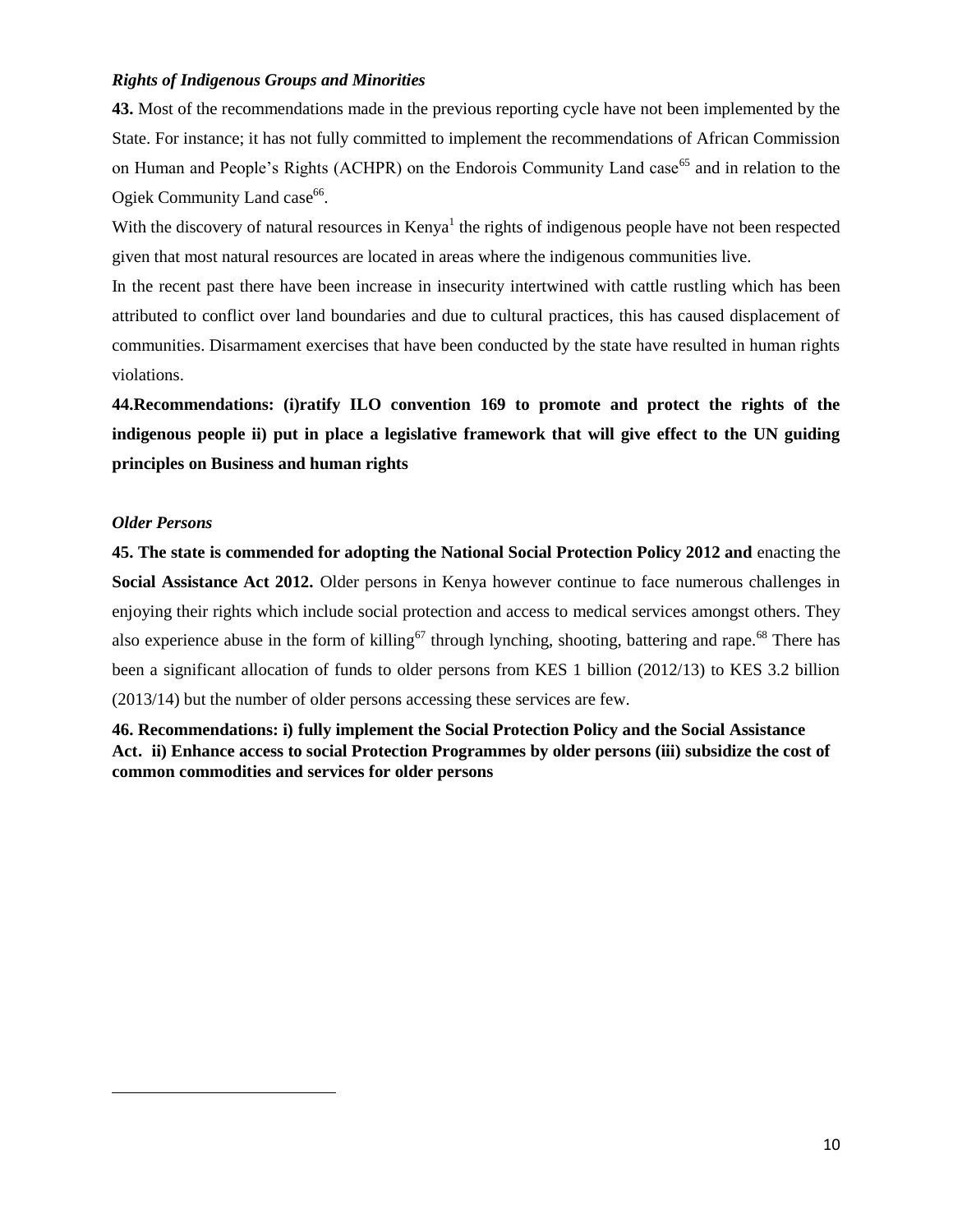### *Rights of Indigenous Groups and Minorities*

**43.** Most of the recommendations made in the previous reporting cycle have not been implemented by the State. For instance; it has not fully committed to implement the recommendations of African Commission on Human and People's Rights (ACHPR) on the Endorois Community Land case[65] and in relation to the Ogiek Community Land case[66].

With the discovery of natural resources in Kenya[1] the rights of indigenous people have not been respected given that most natural resources are located in areas where the indigenous communities live.

In the recent past there have been increase in insecurity intertwined with cattle rustling which has been attributed to conflict over land boundaries and due to cultural practices, this has caused displacement of communities. Disarmament exercises that have been conducted by the state have resulted in human rights violations.

**44.Recommendations: (i)ratify ILO convention 169 to promote and protect the rights of the indigenous people ii) put in place a legislative framework that will give effect to the UN guiding principles on Business and human rights**

### *Older Persons*

**45. The state is commended for adopting the National Social Protection Policy 2012 and** enacting the **Social Assistance Act 2012.** Older persons in Kenya however continue to face numerous challenges in enjoying their rights which include social protection and access to medical services amongst others. They also experience abuse in the form of killing[67] through lynching, shooting, battering and rape.[68] There has been a significant allocation of funds to older persons from KES 1 billion (2012/13) to KES 3.2 billion (2013/14) but the number of older persons accessing these services are few.

**46. Recommendations: i) fully implement the Social Protection Policy and the Social Assistance Act. ii) Enhance access to social Protection Programmes by older persons (iii) subsidize the cost of common commodities and services for older persons**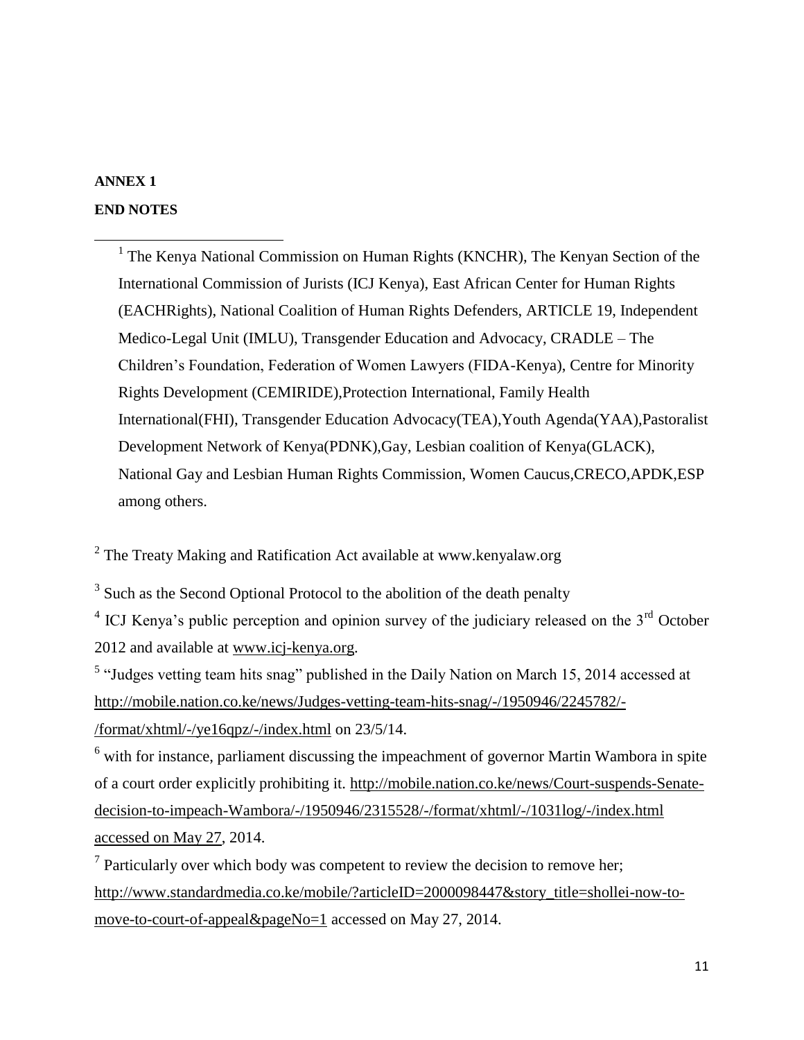**ANNEX 1**

**END NOTES**

[1] The Kenya National Commission on Human Rights (KNCHR), The Kenyan Section of the International Commission of Jurists (ICJ Kenya), East African Center for Human Rights (EACHRights), National Coalition of Human Rights Defenders, ARTICLE 19, Independent Medico-Legal Unit (IMLU), Transgender Education and Advocacy, CRADLE – The Children's Foundation, Federation of Women Lawyers (FIDA-Kenya), Centre for Minority Rights Development (CEMIRIDE),Protection International, Family Health International(FHI), Transgender Education Advocacy(TEA),Youth Agenda(YAA),Pastoralist Development Network of Kenya(PDNK),Gay, Lesbian coalition of Kenya(GLACK), National Gay and Lesbian Human Rights Commission, Women Caucus,CRECO,APDK,ESP among others.

[2] The Treaty Making and Ratification Act available at www.kenyalaw.org

[3] Such as the Second Optional Protocol to the abolition of the death penalty

[4] ICJ Kenya's public perception and opinion survey of the judiciary released on the 3rd October 2012 and available at www.icj-kenya.org.

[5] "Judges vetting team hits snag" published in the Daily Nation on March 15, 2014 accessed at http://mobile.nation.co.ke/news/Judges-vetting-team-hits-snag/-/1950946/2245782/-/format/xhtml/-/ye16qpz/-/index.html on 23/5/14.

[6] with for instance, parliament discussing the impeachment of governor Martin Wambora in spite of a court order explicitly prohibiting it. http://mobile.nation.co.ke/news/Court-suspends-Senate-decision-to-impeach-Wambora/-/1950946/2315528/-/format/xhtml/-/1031log/-/index.html accessed on May 27, 2014.

[7] Particularly over which body was competent to review the decision to remove her; http://www.standardmedia.co.ke/mobile/?articleID=2000098447&story_title=shollei-now-to-move-to-court-of-appeal&pageNo=1 accessed on May 27, 2014.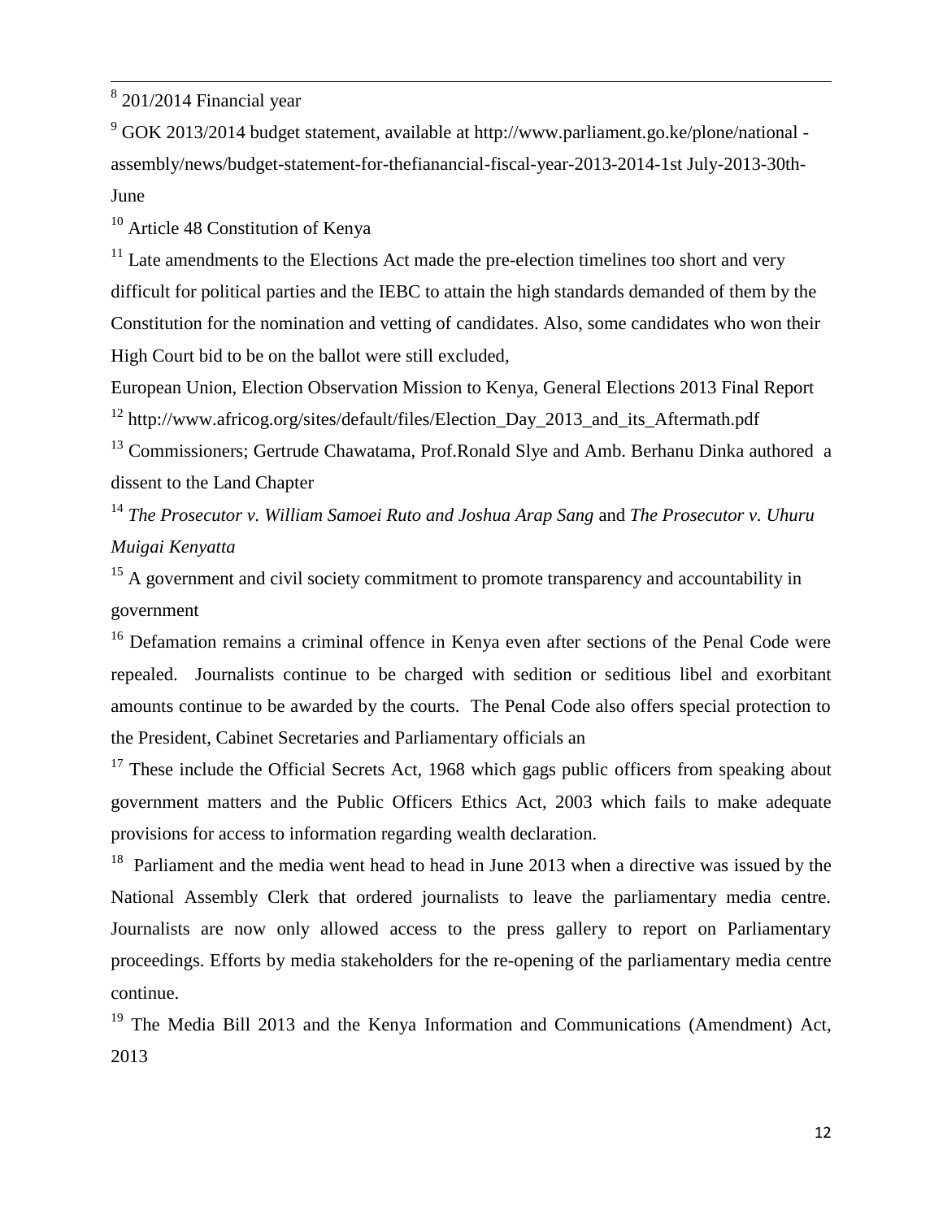[8] 201/2014 Financial year

[9] GOK 2013/2014 budget statement, available at http://www.parliament.go.ke/plone/national - assembly/news/budget-statement-for-thefianancial-fiscal-year-2013-2014-1st July-2013-30th-June

[10] Article 48 Constitution of Kenya

[11] Late amendments to the Elections Act made the pre-election timelines too short and very difficult for political parties and the IEBC to attain the high standards demanded of them by the Constitution for the nomination and vetting of candidates. Also, some candidates who won their High Court bid to be on the ballot were still excluded,

European Union, Election Observation Mission to Kenya, General Elections 2013 Final Report

[12] http://www.africog.org/sites/default/files/Election_Day_2013_and_its_Aftermath.pdf

[13] Commissioners; Gertrude Chawatama, Prof.Ronald Slye and Amb. Berhanu Dinka authored a dissent to the Land Chapter

[14] *The Prosecutor v. William Samoei Ruto and Joshua Arap Sang* and *The Prosecutor v. Uhuru Muigai Kenyatta*

[15] A government and civil society commitment to promote transparency and accountability in government

[16] Defamation remains a criminal offence in Kenya even after sections of the Penal Code were repealed. Journalists continue to be charged with sedition or seditious libel and exorbitant amounts continue to be awarded by the courts. The Penal Code also offers special protection to the President, Cabinet Secretaries and Parliamentary officials an

[17] These include the Official Secrets Act, 1968 which gags public officers from speaking about government matters and the Public Officers Ethics Act, 2003 which fails to make adequate provisions for access to information regarding wealth declaration.

[18] Parliament and the media went head to head in June 2013 when a directive was issued by the National Assembly Clerk that ordered journalists to leave the parliamentary media centre. Journalists are now only allowed access to the press gallery to report on Parliamentary proceedings. Efforts by media stakeholders for the re-opening of the parliamentary media centre continue.

[19] The Media Bill 2013 and the Kenya Information and Communications (Amendment) Act, 2013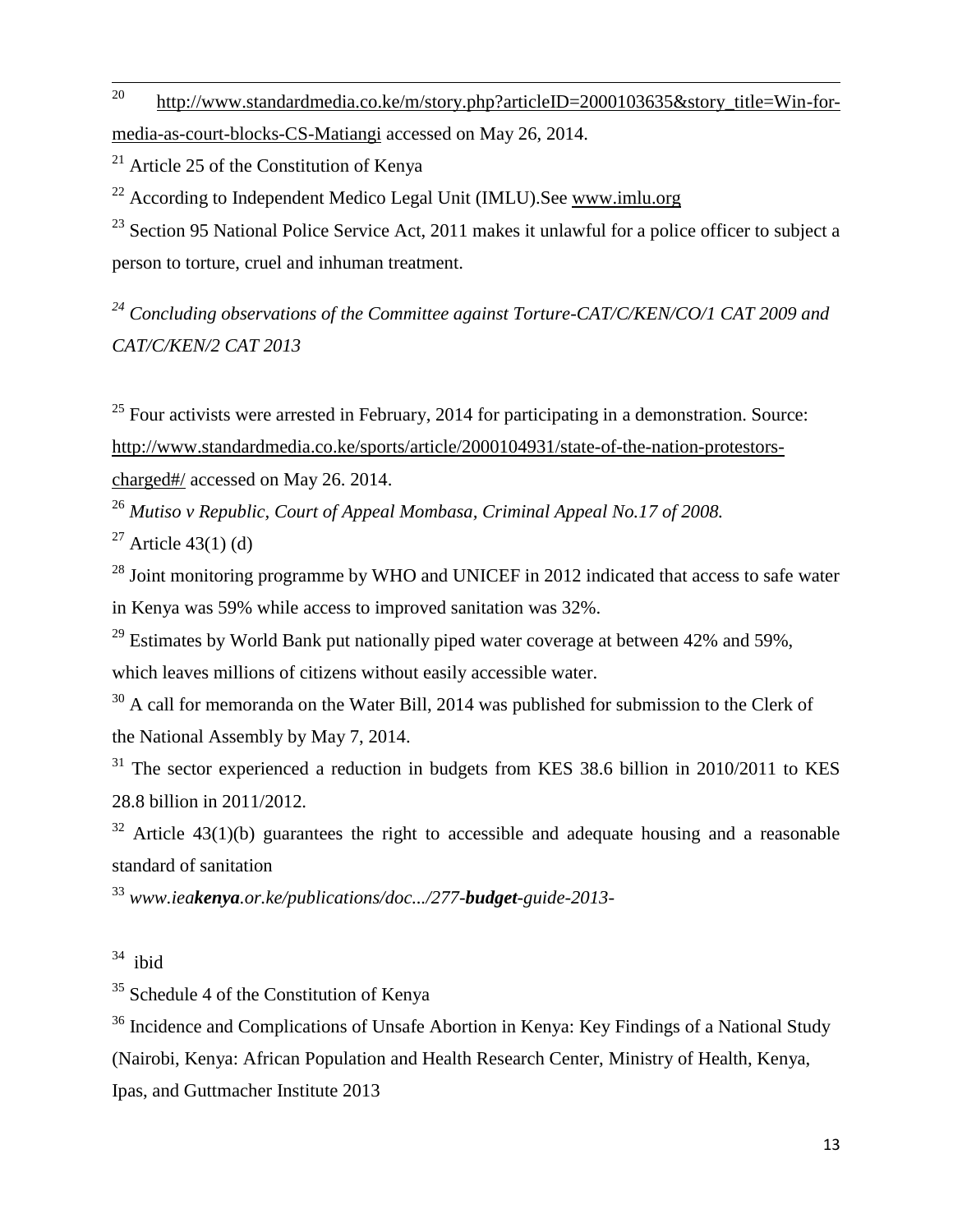---

[20] http://www.standardmedia.co.ke/m/story.php?articleID=2000103635&story_title=Win-for-media-as-court-blocks-CS-Matiangi accessed on May 26, 2014.

[21] Article 25 of the Constitution of Kenya

[22] According to Independent Medico Legal Unit (IMLU).See www.imlu.org

[23] Section 95 National Police Service Act, 2011 makes it unlawful for a police officer to subject a person to torture, cruel and inhuman treatment.

[24] *Concluding observations of the Committee against Torture-CAT/C/KEN/CO/1 CAT 2009 and CAT/C/KEN/2 CAT 2013*

[25] Four activists were arrested in February, 2014 for participating in a demonstration. Source: http://www.standardmedia.co.ke/sports/article/2000104931/state-of-the-nation-protestors-charged#/ accessed on May 26. 2014.

[26] *Mutiso v Republic, Court of Appeal Mombasa, Criminal Appeal No.17 of 2008.*

[27] Article 43(1) (d)

[28] Joint monitoring programme by WHO and UNICEF in 2012 indicated that access to safe water in Kenya was 59% while access to improved sanitation was 32%.

[29] Estimates by World Bank put nationally piped water coverage at between 42% and 59%, which leaves millions of citizens without easily accessible water.

[30] A call for memoranda on the Water Bill, 2014 was published for submission to the Clerk of the National Assembly by May 7, 2014.

[31] The sector experienced a reduction in budgets from KES 38.6 billion in 2010/2011 to KES 28.8 billion in 2011/2012.

[32] Article 43(1)(b) guarantees the right to accessible and adequate housing and a reasonable standard of sanitation

[33] *www.iea**kenya**.or.ke/publications/doc.../277-**budget**-guide-2013-*

[34] ibid

[35] Schedule 4 of the Constitution of Kenya

[36] Incidence and Complications of Unsafe Abortion in Kenya: Key Findings of a National Study (Nairobi, Kenya: African Population and Health Research Center, Ministry of Health, Kenya, Ipas, and Guttmacher Institute 2013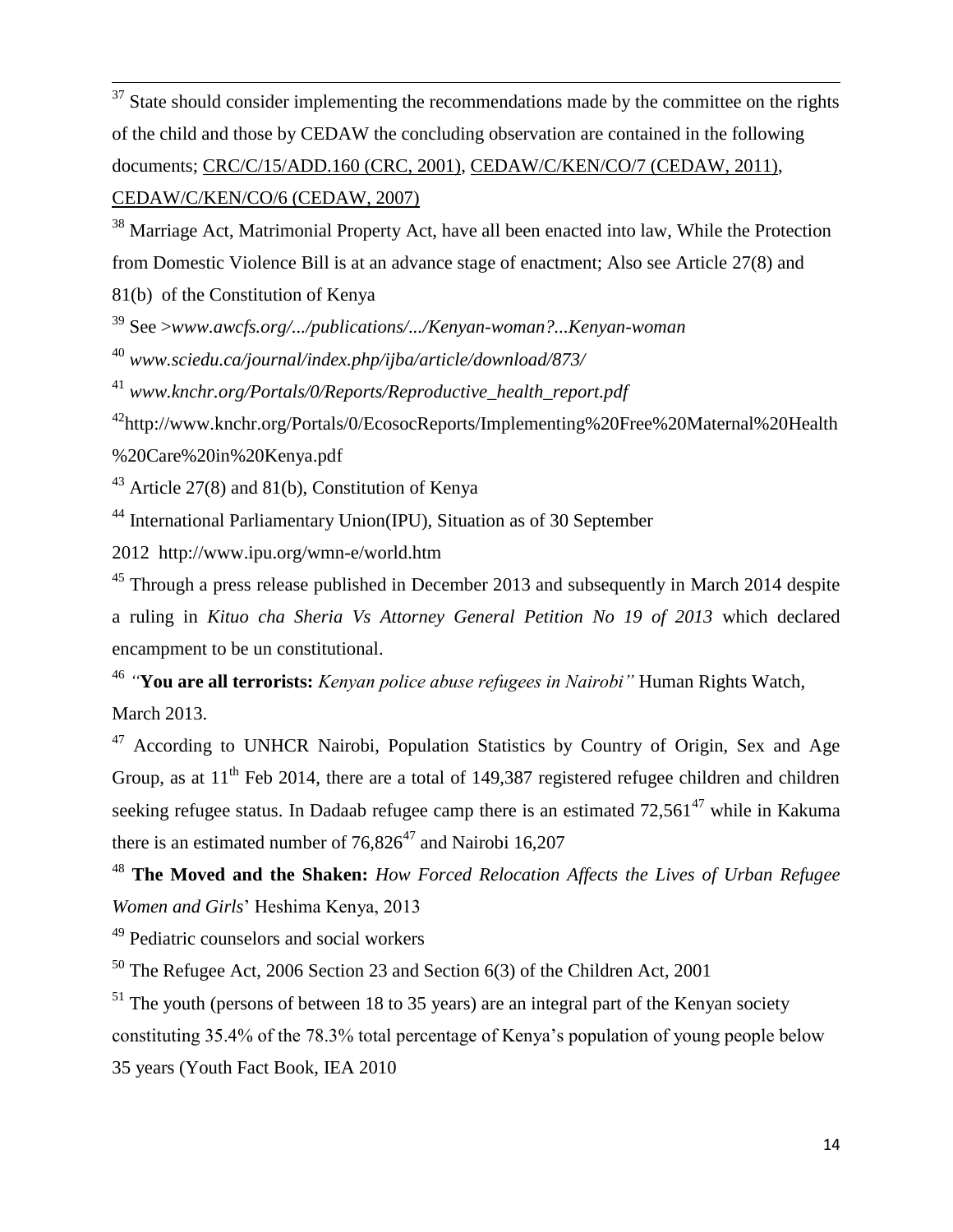[37] State should consider implementing the recommendations made by the committee on the rights of the child and those by CEDAW the concluding observation are contained in the following documents; CRC/C/15/ADD.160 (CRC, 2001), CEDAW/C/KEN/CO/7 (CEDAW, 2011), CEDAW/C/KEN/CO/6 (CEDAW, 2007)

[38] Marriage Act, Matrimonial Property Act, have all been enacted into law, While the Protection from Domestic Violence Bill is at an advance stage of enactment; Also see Article 27(8) and 81(b) of the Constitution of Kenya

[39] See >*www.awcfs.org/.../publications/.../Kenyan-woman?...Kenyan-woman*

[40] *www.sciedu.ca/journal/index.php/ijba/article/download/873/*

[41] *www.knchr.org/Portals/0/Reports/Reproductive_health_report.pdf*

[42] http://www.knchr.org/Portals/0/EcosocReports/Implementing%20Free%20Maternal%20Health%20Care%20in%20Kenya.pdf

[43] Article 27(8) and 81(b), Constitution of Kenya

[44] International Parliamentary Union(IPU), Situation as of 30 September 2012 http://www.ipu.org/wmn-e/world.htm

[45] Through a press release published in December 2013 and subsequently in March 2014 despite a ruling in *Kituo cha Sheria Vs Attorney General Petition No 19 of 2013* which declared encampment to be un constitutional.

[46] *"***You are all terrorists:** *Kenyan police abuse refugees in Nairobi"* Human Rights Watch, March 2013.

[47] According to UNHCR Nairobi, Population Statistics by Country of Origin, Sex and Age Group, as at 11th Feb 2014, there are a total of 149,387 registered refugee children and children seeking refugee status. In Dadaab refugee camp there is an estimated 72,561[47] while in Kakuma there is an estimated number of 76,826[47] and Nairobi 16,207

[48] **The Moved and the Shaken:** *How Forced Relocation Affects the Lives of Urban Refugee Women and Girls*' Heshima Kenya, 2013

[49] Pediatric counselors and social workers

[50] The Refugee Act, 2006 Section 23 and Section 6(3) of the Children Act, 2001

[51] The youth (persons of between 18 to 35 years) are an integral part of the Kenyan society constituting 35.4% of the 78.3% total percentage of Kenya's population of young people below 35 years (Youth Fact Book, IEA 2010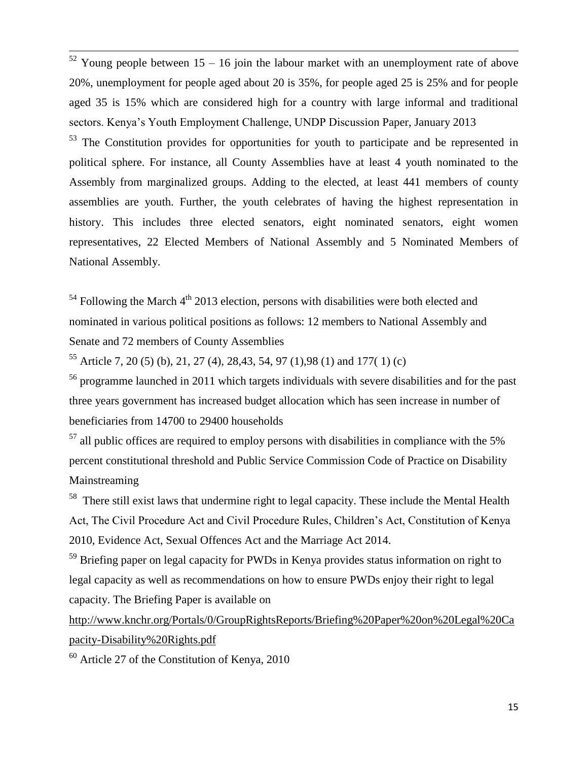[52] Young people between 15 – 16 join the labour market with an unemployment rate of above 20%, unemployment for people aged about 20 is 35%, for people aged 25 is 25% and for people aged 35 is 15% which are considered high for a country with large informal and traditional sectors. Kenya's Youth Employment Challenge, UNDP Discussion Paper, January 2013

[53] The Constitution provides for opportunities for youth to participate and be represented in political sphere. For instance, all County Assemblies have at least 4 youth nominated to the Assembly from marginalized groups. Adding to the elected, at least 441 members of county assemblies are youth. Further, the youth celebrates of having the highest representation in history. This includes three elected senators, eight nominated senators, eight women representatives, 22 Elected Members of National Assembly and 5 Nominated Members of National Assembly.

[54] Following the March 4th 2013 election, persons with disabilities were both elected and nominated in various political positions as follows: 12 members to National Assembly and Senate and 72 members of County Assemblies

[55] Article 7, 20 (5) (b), 21, 27 (4), 28,43, 54, 97 (1),98 (1) and 177( 1) (c)

[56] programme launched in 2011 which targets individuals with severe disabilities and for the past three years government has increased budget allocation which has seen increase in number of beneficiaries from 14700 to 29400 households

[57] all public offices are required to employ persons with disabilities in compliance with the 5% percent constitutional threshold and Public Service Commission Code of Practice on Disability Mainstreaming

[58] There still exist laws that undermine right to legal capacity. These include the Mental Health Act, The Civil Procedure Act and Civil Procedure Rules, Children's Act, Constitution of Kenya 2010, Evidence Act, Sexual Offences Act and the Marriage Act 2014.

[59] Briefing paper on legal capacity for PWDs in Kenya provides status information on right to legal capacity as well as recommendations on how to ensure PWDs enjoy their right to legal capacity. The Briefing Paper is available on http://www.knchr.org/Portals/0/GroupRightsReports/Briefing%20Paper%20on%20Legal%20Capacity-Disability%20Rights.pdf

[60] Article 27 of the Constitution of Kenya, 2010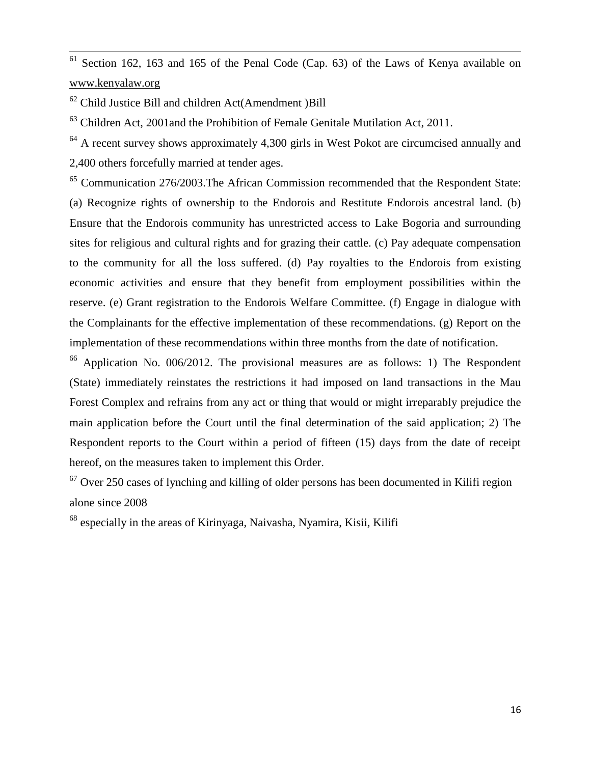[61] Section 162, 163 and 165 of the Penal Code (Cap. 63) of the Laws of Kenya available on www.kenyalaw.org

[62] Child Justice Bill and children Act(Amendment )Bill

[63] Children Act, 2001and the Prohibition of Female Genitale Mutilation Act, 2011.

[64] A recent survey shows approximately 4,300 girls in West Pokot are circumcised annually and 2,400 others forcefully married at tender ages.

[65] Communication 276/2003.The African Commission recommended that the Respondent State: (a) Recognize rights of ownership to the Endorois and Restitute Endorois ancestral land. (b) Ensure that the Endorois community has unrestricted access to Lake Bogoria and surrounding sites for religious and cultural rights and for grazing their cattle. (c) Pay adequate compensation to the community for all the loss suffered. (d) Pay royalties to the Endorois from existing economic activities and ensure that they benefit from employment possibilities within the reserve. (e) Grant registration to the Endorois Welfare Committee. (f) Engage in dialogue with the Complainants for the effective implementation of these recommendations. (g) Report on the implementation of these recommendations within three months from the date of notification.

[66] Application No. 006/2012. The provisional measures are as follows: 1) The Respondent (State) immediately reinstates the restrictions it had imposed on land transactions in the Mau Forest Complex and refrains from any act or thing that would or might irreparably prejudice the main application before the Court until the final determination of the said application; 2) The Respondent reports to the Court within a period of fifteen (15) days from the date of receipt hereof, on the measures taken to implement this Order.

[67] Over 250 cases of lynching and killing of older persons has been documented in Kilifi region alone since 2008

[68] especially in the areas of Kirinyaga, Naivasha, Nyamira, Kisii, Kilifi